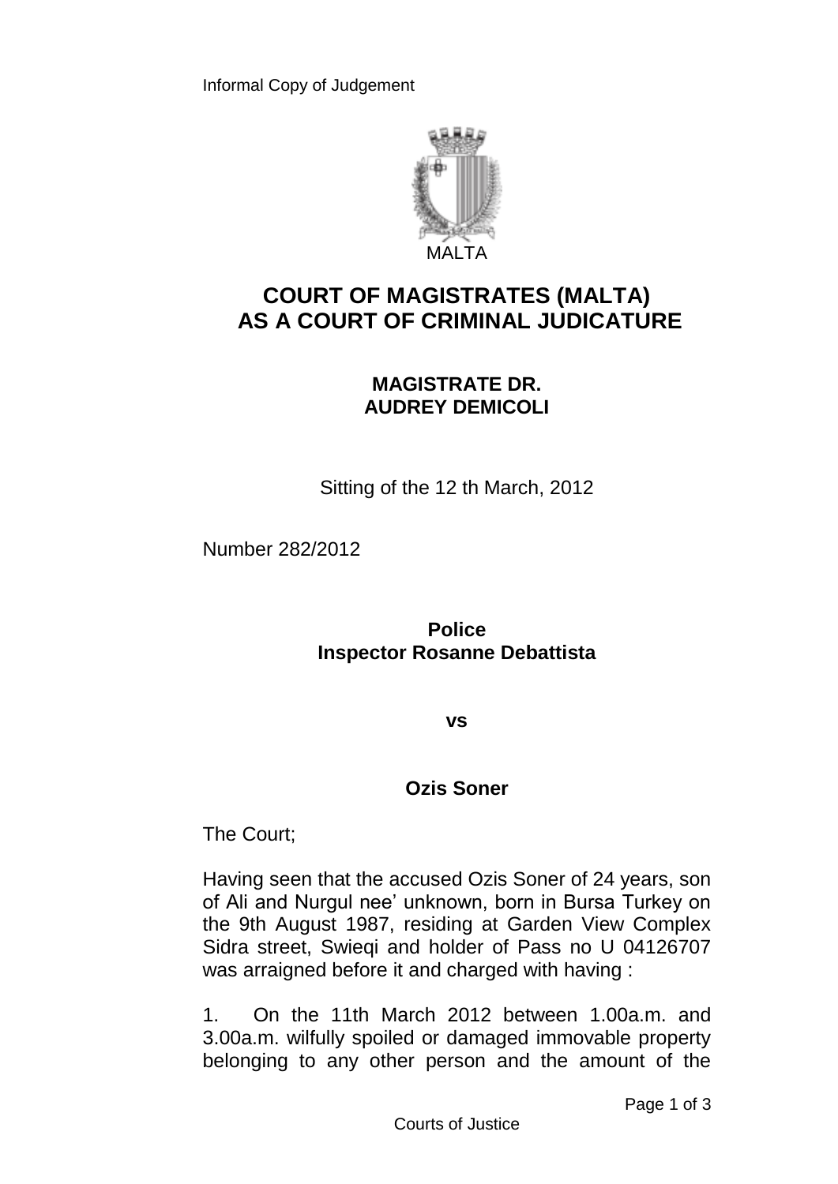Informal Copy of Judgement

MALTA

# COURT OF MAGISTRATES (MALTA) AS A COURT OF CRIMINAL JUDICATURE

## MAGISTRATE DR. AUDREY DEMICOLI

Sitting of the 12 th March, 2012

Number 282/2012

**Police**
**Inspector Rosanne Debattista**

**vs**

**Ozis Soner**

The Court;

Having seen that the accused Ozis Soner of 24 years, son of Ali and Nurgul nee' unknown, born in Bursa Turkey on the 9th August 1987, residing at Garden View Complex Sidra street, Swieqi and holder of Pass no U 04126707 was arraigned before it and charged with having :

1. On the 11th March 2012 between 1.00a.m. and 3.00a.m. wilfully spoiled or damaged immovable property belonging to any other person and the amount of the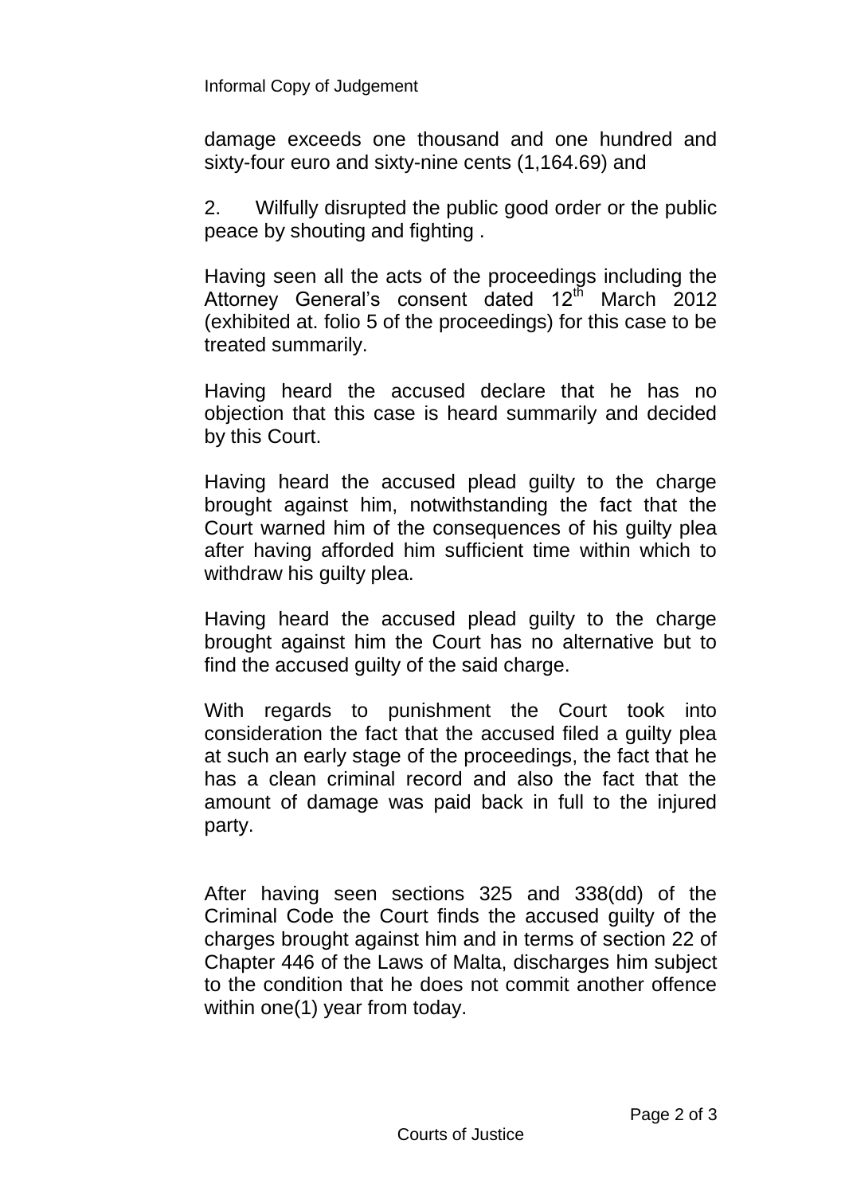damage exceeds one thousand and one hundred and sixty-four euro and sixty-nine cents (1,164.69) and

2. Wilfully disrupted the public good order or the public peace by shouting and fighting .

Having seen all the acts of the proceedings including the Attorney General's consent dated 12th March 2012 (exhibited at. folio 5 of the proceedings) for this case to be treated summarily.

Having heard the accused declare that he has no objection that this case is heard summarily and decided by this Court.

Having heard the accused plead guilty to the charge brought against him, notwithstanding the fact that the Court warned him of the consequences of his guilty plea after having afforded him sufficient time within which to withdraw his guilty plea.

Having heard the accused plead guilty to the charge brought against him the Court has no alternative but to find the accused guilty of the said charge.

With regards to punishment the Court took into consideration the fact that the accused filed a guilty plea at such an early stage of the proceedings, the fact that he has a clean criminal record and also the fact that the amount of damage was paid back in full to the injured party.

After having seen sections 325 and 338(dd) of the Criminal Code the Court finds the accused guilty of the charges brought against him and in terms of section 22 of Chapter 446 of the Laws of Malta, discharges him subject to the condition that he does not commit another offence within one(1) year from today.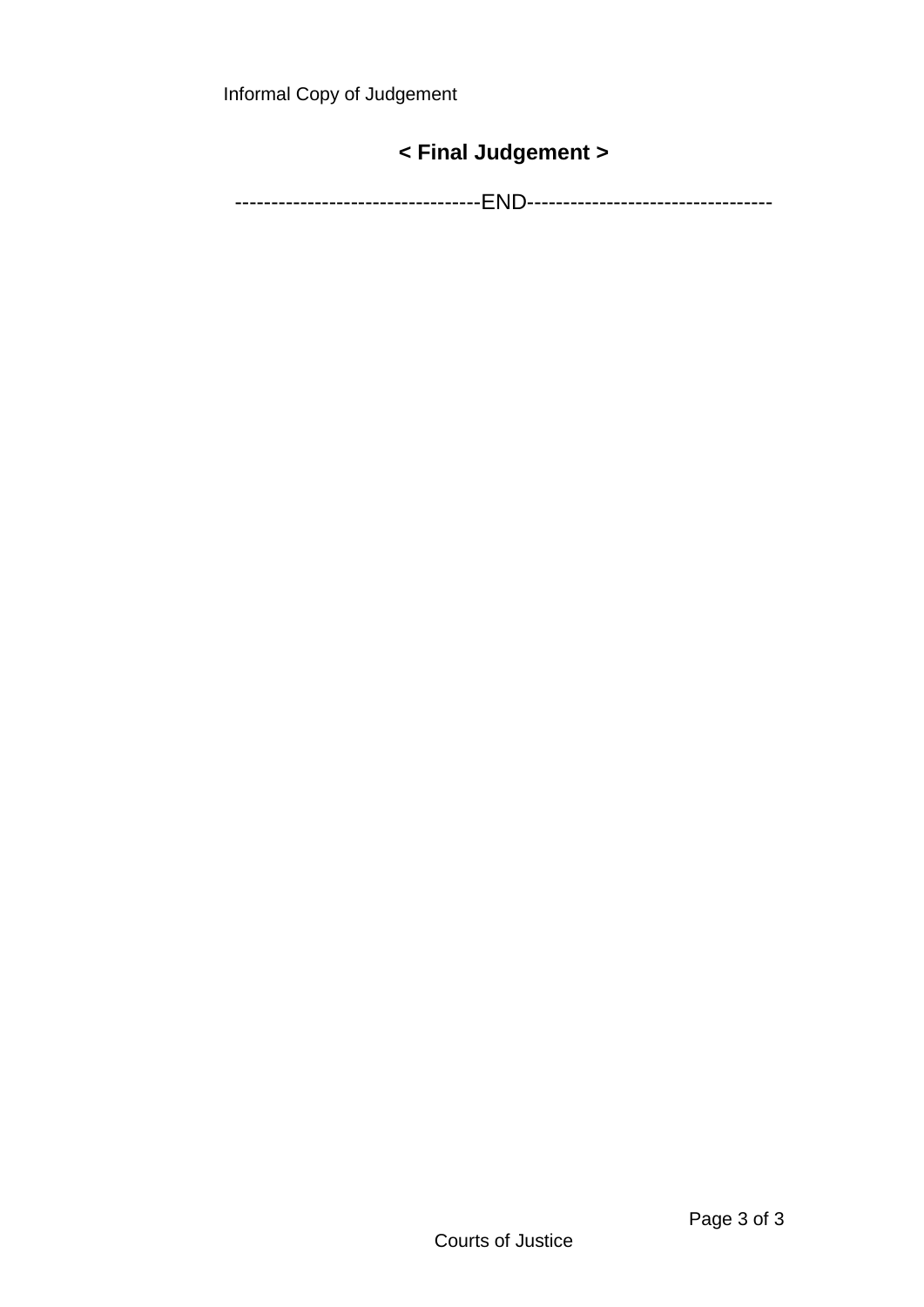## < Final Judgement >

---------------------------------END---------------------------------